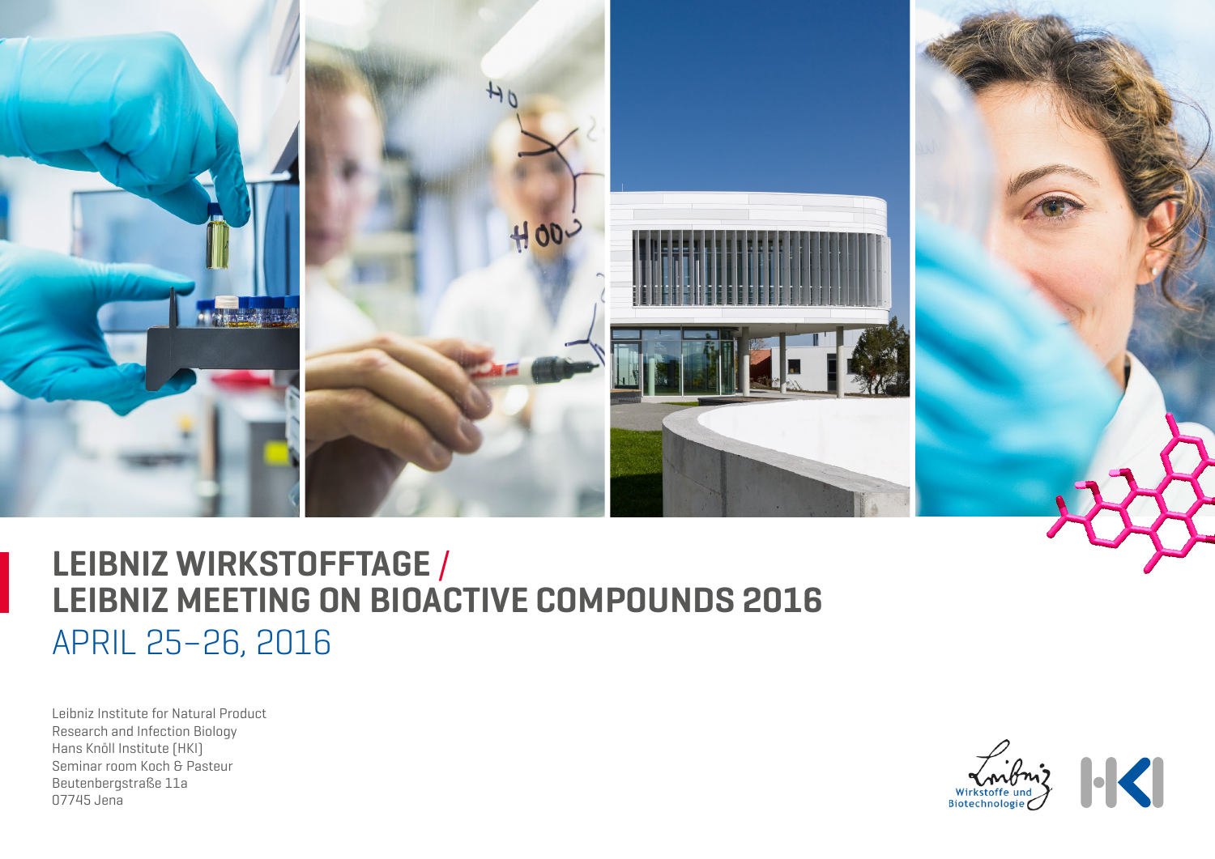# LEIBNIZ WIRKSTOFFTAGE / LEIBNIZ MEETING ON BIOACTIVE COMPOUNDS 2016

## APRIL 25–26, 2016

Leibniz Institute for Natural Product
Research and Infection Biology
Hans Knöll Institute (HKI)
Seminar room Koch & Pasteur
Beutenbergstraße 11a
07745 Jena

Leibniz Wirkstoffe und Biotechnologie

HKI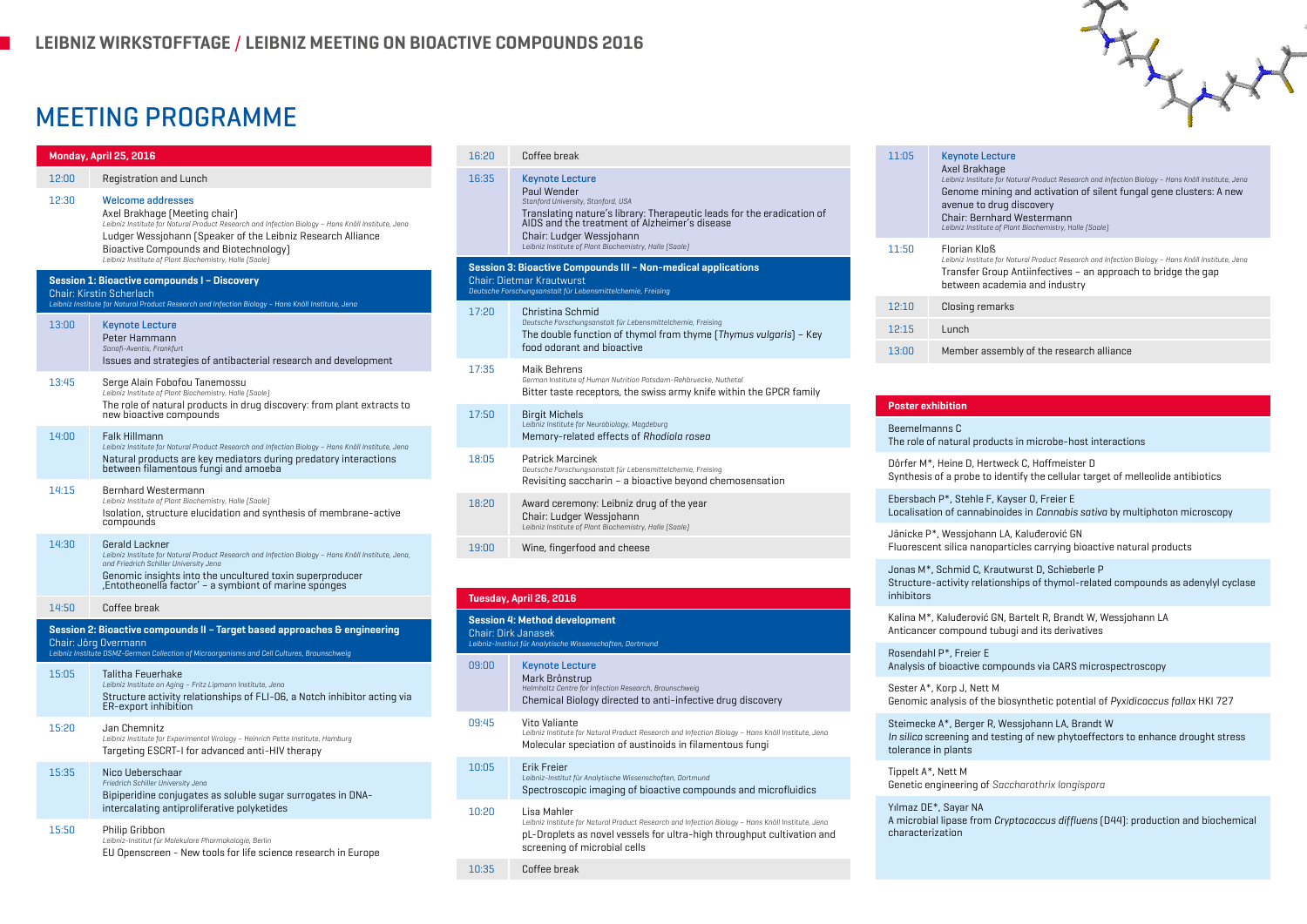## LEIBNIZ WIRKSTOFFTAGE / LEIBNIZ MEETING ON BIOACTIVE COMPOUNDS 2016

# MEETING PROGRAMME

## Monday, April 25, 2016

| Time | Programme |
|---|---|
| 12:00 | Registration and Lunch |
| 12:30 | **Welcome addresses**<br>Axel Brakhage (Meeting chair)<br>*Leibniz Institute for Natural Product Research and Infection Biology – Hans Knöll Institute, Jena*<br>Ludger Wessjohann (Speaker of the Leibniz Research Alliance Bioactive Compounds and Biotechnology)<br>*Leibniz Institute of Plant Biochemistry, Halle (Saale)* |

### Session 1: Bioactive compounds I – Discovery

Chair: Kirstin Scherlach
*Leibniz Institute for Natural Product Research and Infection Biology – Hans Knöll Institute, Jena*

| Time | Programme |
|---|---|
| 13:00 | **Keynote Lecture**<br>Peter Hammann<br>*Sanofi-Aventis, Frankfurt*<br>Issues and strategies of antibacterial research and development |
| 13:45 | Serge Alain Fobofou Tanemossu<br>*Leibniz Institute of Plant Biochemistry, Halle (Saale)*<br>The role of natural products in drug discovery: from plant extracts to new bioactive compounds |
| 14:00 | Falk Hillmann<br>*Leibniz Institute for Natural Product Research and Infection Biology – Hans Knöll Institute, Jena*<br>Natural products are key mediators during predatory interactions between filamentous fungi and amoeba |
| 14:15 | Bernhard Westermann<br>*Leibniz Institute of Plant Biochemistry, Halle (Saale)*<br>Isolation, structure elucidation and synthesis of membrane-active compounds |
| 14:30 | Gerald Lackner<br>*Leibniz Institute for Natural Product Research and Infection Biology – Hans Knöll Institute, Jena, and Friedrich Schiller University Jena*<br>Genomic insights into the uncultured toxin superproducer ‚Entotheonella factor' – a symbiont of marine sponges |
| 14:50 | Coffee break |

### Session 2: Bioactive compounds II – Target based approaches & engineering

Chair: Jörg Overmann
*Leibniz Institute DSMZ-German Collection of Microorganisms and Cell Cultures, Braunschweig*

| Time | Programme |
|---|---|
| 15:05 | Talitha Feuerhake<br>*Leibniz Institute on Aging – Fritz Lipmann Institute, Jena*<br>Structure activity relationships of FLI-06, a Notch inhibitor acting via ER-export inhibition |
| 15:20 | Jan Chemnitz<br>*Leibniz Institute for Experimental Virology – Heinrich Pette Institute, Hamburg*<br>Targeting ESCRT-I for advanced anti-HIV therapy |
| 15:35 | Nico Ueberschaar<br>*Friedrich Schiller University Jena*<br>Bipiperidine conjugates as soluble sugar surrogates in DNA-intercalating antiproliferative polyketides |
| 15:50 | Philip Gribbon<br>*Leibniz-Institut für Molekulare Pharmakologie, Berlin*<br>EU Openscreen - New tools for life science research in Europe |
| 16:20 | Coffee break |
| 16:35 | **Keynote Lecture**<br>Paul Wender<br>*Stanford University, Stanford, USA*<br>Translating nature's library: Therapeutic leads for the eradication of AIDS and the treatment of Alzheimer's disease<br>Chair: Ludger Wessjohann<br>*Leibniz Institute of Plant Biochemistry, Halle (Saale)* |

### Session 3: Bioactive Compounds III – Non-medical applications

Chair: Dietmar Krautwurst
*Deutsche Forschungsanstalt für Lebensmittelchemie, Freising*

| Time | Programme |
|---|---|
| 17:20 | Christina Schmid<br>*Deutsche Forschungsanstalt für Lebensmittelchemie, Freising*<br>The double function of thymol from thyme (*Thymus vulgaris*) – Key food odorant and bioactive |
| 17:35 | Maik Behrens<br>*German Institute of Human Nutrition Potsdam-Rehbruecke, Nuthetal*<br>Bitter taste receptors, the swiss army knife within the GPCR family |
| 17:50 | Birgit Michels<br>*Leibniz Institute for Neurobiology, Magdeburg*<br>Memory-related effects of *Rhodiola rosea* |
| 18:05 | Patrick Marcinek<br>*Deutsche Forschungsanstalt für Lebensmittelchemie, Freising*<br>Revisiting saccharin – a bioactive beyond chemosensation |
| 18:20 | Award ceremony: Leibniz drug of the year<br>Chair: Ludger Wessjohann<br>*Leibniz Institute of Plant Biochemistry, Halle (Saale)* |
| 19:00 | Wine, fingerfood and cheese |

## Tuesday, April 26, 2016

### Session 4: Method development

Chair: Dirk Janasek
*Leibniz-Institut für Analytische Wissenschaften, Dortmund*

| Time | Programme |
|---|---|
| 09:00 | **Keynote Lecture**<br>Mark Brönstrup<br>*Helmholtz Centre for Infection Research, Braunschweig*<br>Chemical Biology directed to anti-infective drug discovery |
| 09:45 | Vito Valiante<br>*Leibniz Institute for Natural Product Research and Infection Biology – Hans Knöll Institute, Jena*<br>Molecular speciation of austinoids in filamentous fungi |
| 10:05 | Erik Freier<br>*Leibniz-Institut für Analytische Wissenschaften, Dortmund*<br>Spectroscopic imaging of bioactive compounds and microfluidics |
| 10:20 | Lisa Mahler<br>*Leibniz Institute for Natural Product Research and Infection Biology – Hans Knöll Institute, Jena*<br>pL-Droplets as novel vessels for ultra-high throughput cultivation and screening of microbial cells |
| 10:35 | Coffee break |
| 11:05 | **Keynote Lecture**<br>Axel Brakhage<br>*Leibniz Institute for Natural Product Research and Infection Biology – Hans Knöll Institute, Jena*<br>Genome mining and activation of silent fungal gene clusters: A new avenue to drug discovery<br>Chair: Bernhard Westermann<br>*Leibniz Institute of Plant Biochemistry, Halle (Saale)* |
| 11:50 | Florian Kloß<br>*Leibniz Institute for Natural Product Research and Infection Biology – Hans Knöll Institute, Jena*<br>Transfer Group Antiinfectives – an approach to bridge the gap between academia and industry |
| 12:10 | Closing remarks |
| 12:15 | Lunch |
| 13:00 | Member assembly of the research alliance |

## Poster exhibition

Beemelmanns C
The role of natural products in microbe-host interactions

Dörfer M*, Heine D, Hertweck C, Hoffmeister D
Synthesis of a probe to identify the cellular target of melleolide antibiotics

Ebersbach P*, Stehle F, Kayser O, Freier E
Localisation of cannabinoides in *Cannabis sativa* by multiphoton microscopy

Jänicke P*, Wessjohann LA, Kaluđerović GN
Fluorescent silica nanoparticles carrying bioactive natural products

Jonas M*, Schmid C, Krautwurst D, Schieberle P
Structure-activity relationships of thymol-related compounds as adenylyl cyclase inhibitors

Kalina M*, Kaluđerović GN, Bartelt R, Brandt W, Wessjohann LA
Anticancer compound tubugi and its derivatives

Rosendahl P*, Freier E
Analysis of bioactive compounds via CARS microspectroscopy

Sester A*, Korp J, Nett M
Genomic analysis of the biosynthetic potential of *Pyxidicoccus fallax* HKI 727

Steimecke A*, Berger R, Wessjohann LA, Brandt W
*In silico* screening and testing of new phytoeffectors to enhance drought stress tolerance in plants

Tippelt A*, Nett M
Genetic engineering of *Saccharothrix longispora*

Yilmaz DE*, Sayar NA
A microbial lipase from *Cryptococcus diffluens* (D44): production and biochemical characterization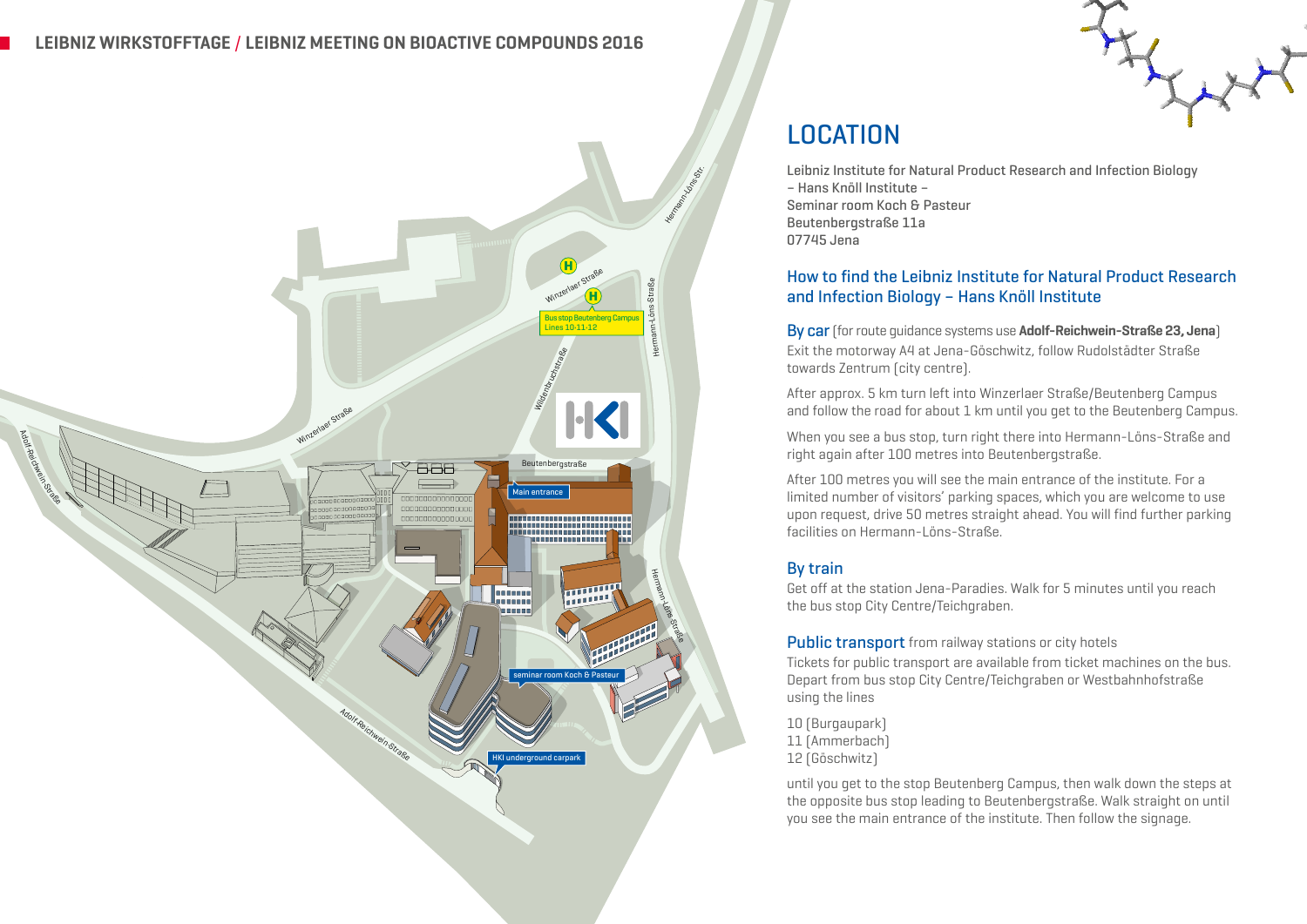# LOCATION

Leibniz Institute for Natural Product Research and Infection Biology
– Hans Knöll Institute –
Seminar room Koch & Pasteur
Beutenbergstraße 11a
07745 Jena

## How to find the Leibniz Institute for Natural Product Research and Infection Biology – Hans Knöll Institute

### By car (for route guidance systems use **Adolf-Reichwein-Straße 23, Jena**)

Exit the motorway A4 at Jena-Göschwitz, follow Rudolstädter Straße towards Zentrum (city centre).

After approx. 5 km turn left into Winzerlaer Straße/Beutenberg Campus and follow the road for about 1 km until you get to the Beutenberg Campus.

When you see a bus stop, turn right there into Hermann-Löns-Straße and right again after 100 metres into Beutenbergstraße.

After 100 metres you will see the main entrance of the institute. For a limited number of visitors' parking spaces, which you are welcome to use upon request, drive 50 metres straight ahead. You will find further parking facilities on Hermann-Löns-Straße.

### By train

Get off at the station Jena-Paradies. Walk for 5 minutes until you reach the bus stop City Centre/Teichgraben.

### Public transport from railway stations or city hotels

Tickets for public transport are available from ticket machines on the bus. Depart from bus stop City Centre/Teichgraben or Westbahnhofstraße using the lines

10 (Burgaupark)
11 (Ammerbach)
12 (Göschwitz)

until you get to the stop Beutenberg Campus, then walk down the steps at the opposite bus stop leading to Beutenbergstraße. Walk straight on until you see the main entrance of the institute. Then follow the signage.